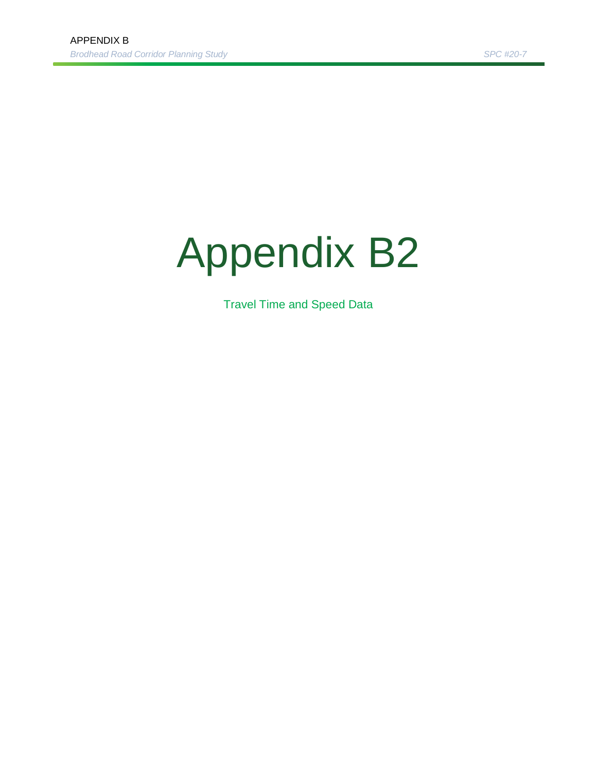# Appendix B2

Travel Time and Speed Data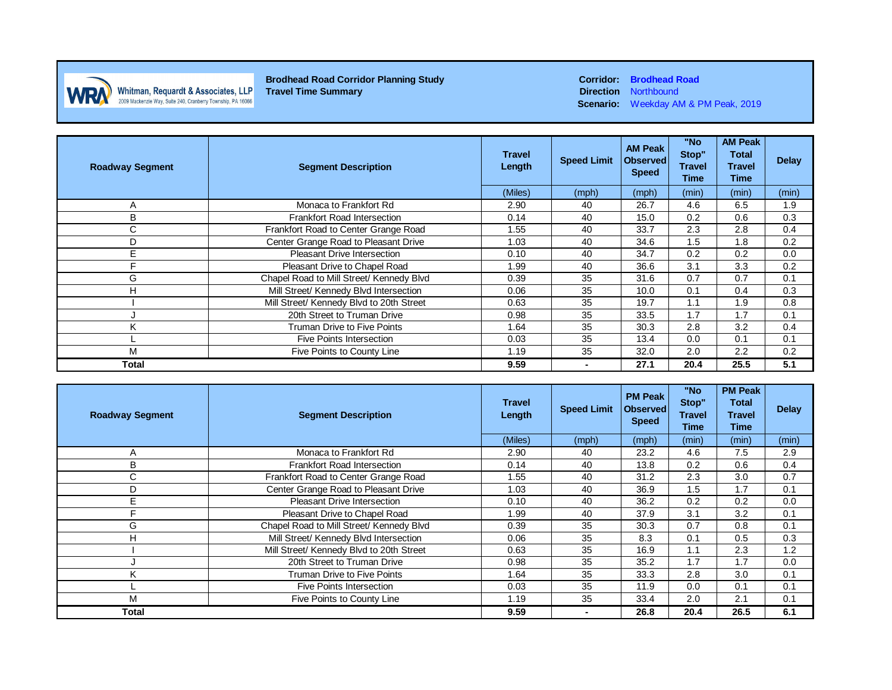Whitman, Requardt & Associates, LLP
2009 Mackenzie Way, Suite 240, Cranberry Township, PA 16066

**Brodhead Road Corridor Planning Study**
**Travel Time Summary**

**Corridor:** Brodhead Road
**Direction** Northbound
**Scenario:** Weekday AM & PM Peak, 2019

| Roadway Segment | Segment Description | Travel Length | Speed Limit | AM Peak Observed Speed | "No Stop" Travel Time | AM Peak Total Travel Time | Delay |
|---|---|---|---|---|---|---|---|
| | | (Miles) | (mph) | (mph) | (min) | (min) | (min) |
| A | Monaca to Frankfort Rd | 2.90 | 40 | 26.7 | 4.6 | 6.5 | 1.9 |
| B | Frankfort Road Intersection | 0.14 | 40 | 15.0 | 0.2 | 0.6 | 0.3 |
| C | Frankfort Road to Center Grange Road | 1.55 | 40 | 33.7 | 2.3 | 2.8 | 0.4 |
| D | Center Grange Road to Pleasant Drive | 1.03 | 40 | 34.6 | 1.5 | 1.8 | 0.2 |
| E | Pleasant Drive Intersection | 0.10 | 40 | 34.7 | 0.2 | 0.2 | 0.0 |
| F | Pleasant Drive to Chapel Road | 1.99 | 40 | 36.6 | 3.1 | 3.3 | 0.2 |
| G | Chapel Road to Mill Street/ Kennedy Blvd | 0.39 | 35 | 31.6 | 0.7 | 0.7 | 0.1 |
| H | Mill Street/ Kennedy Blvd Intersection | 0.06 | 35 | 10.0 | 0.1 | 0.4 | 0.3 |
| I | Mill Street/ Kennedy Blvd to 20th Street | 0.63 | 35 | 19.7 | 1.1 | 1.9 | 0.8 |
| J | 20th Street to Truman Drive | 0.98 | 35 | 33.5 | 1.7 | 1.7 | 0.1 |
| K | Truman Drive to Five Points | 1.64 | 35 | 30.3 | 2.8 | 3.2 | 0.4 |
| L | Five Points Intersection | 0.03 | 35 | 13.4 | 0.0 | 0.1 | 0.1 |
| M | Five Points to County Line | 1.19 | 35 | 32.0 | 2.0 | 2.2 | 0.2 |
| **Total** | | **9.59** | **-** | **27.1** | **20.4** | **25.5** | **5.1** |

| Roadway Segment | Segment Description | Travel Length | Speed Limit | PM Peak Observed Speed | "No Stop" Travel Time | PM Peak Total Travel Time | Delay |
|---|---|---|---|---|---|---|---|
| | | (Miles) | (mph) | (mph) | (min) | (min) | (min) |
| A | Monaca to Frankfort Rd | 2.90 | 40 | 23.2 | 4.6 | 7.5 | 2.9 |
| B | Frankfort Road Intersection | 0.14 | 40 | 13.8 | 0.2 | 0.6 | 0.4 |
| C | Frankfort Road to Center Grange Road | 1.55 | 40 | 31.2 | 2.3 | 3.0 | 0.7 |
| D | Center Grange Road to Pleasant Drive | 1.03 | 40 | 36.9 | 1.5 | 1.7 | 0.1 |
| E | Pleasant Drive Intersection | 0.10 | 40 | 36.2 | 0.2 | 0.2 | 0.0 |
| F | Pleasant Drive to Chapel Road | 1.99 | 40 | 37.9 | 3.1 | 3.2 | 0.1 |
| G | Chapel Road to Mill Street/ Kennedy Blvd | 0.39 | 35 | 30.3 | 0.7 | 0.8 | 0.1 |
| H | Mill Street/ Kennedy Blvd Intersection | 0.06 | 35 | 8.3 | 0.1 | 0.5 | 0.3 |
| I | Mill Street/ Kennedy Blvd to 20th Street | 0.63 | 35 | 16.9 | 1.1 | 2.3 | 1.2 |
| J | 20th Street to Truman Drive | 0.98 | 35 | 35.2 | 1.7 | 1.7 | 0.0 |
| K | Truman Drive to Five Points | 1.64 | 35 | 33.3 | 2.8 | 3.0 | 0.1 |
| L | Five Points Intersection | 0.03 | 35 | 11.9 | 0.0 | 0.1 | 0.1 |
| M | Five Points to County Line | 1.19 | 35 | 33.4 | 2.0 | 2.1 | 0.1 |
| **Total** | | **9.59** | **-** | **26.8** | **20.4** | **26.5** | **6.1** |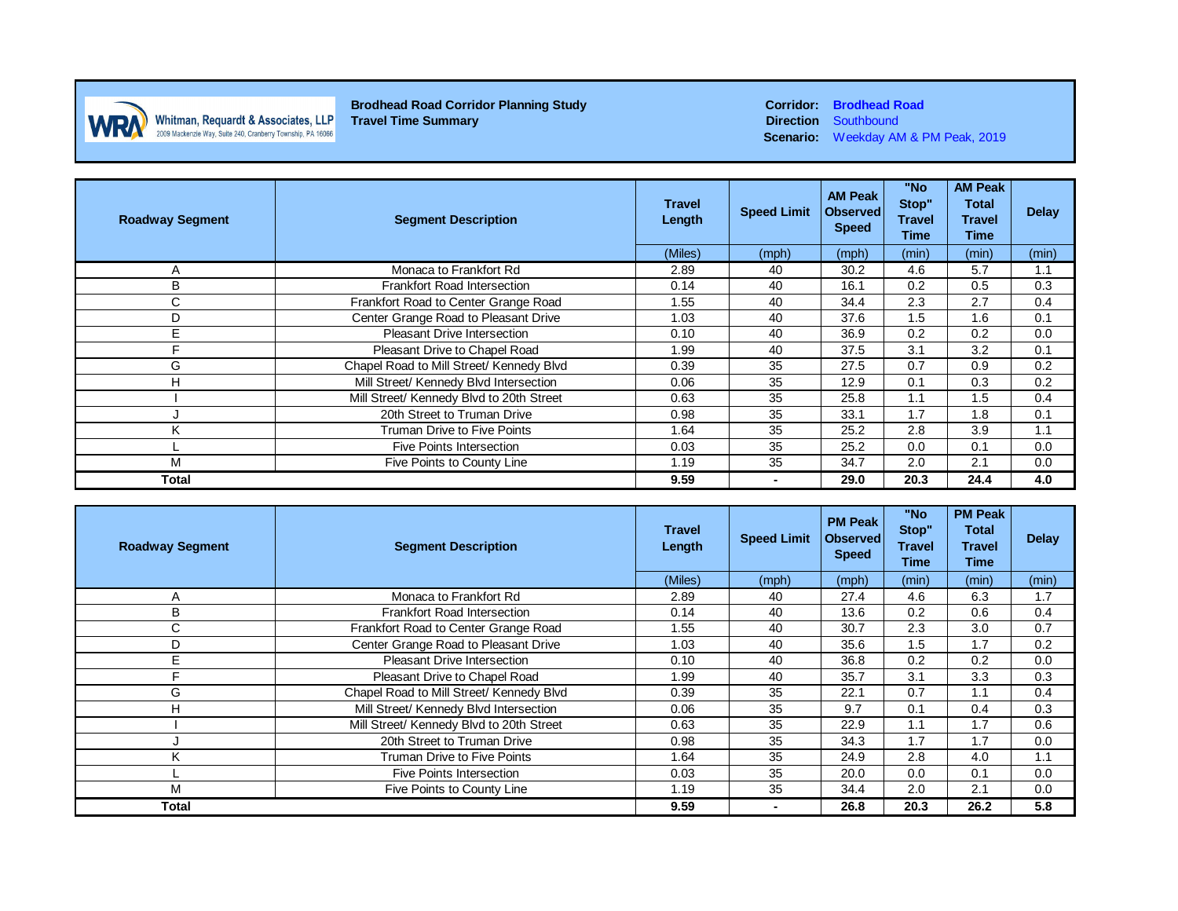Whitman, Requardt & Associates, LLP
2009 Mackenzie Way, Suite 240, Cranberry Township, PA 16066

**Brodhead Road Corridor Planning Study**
**Travel Time Summary**

**Corridor:** Brodhead Road
**Direction** Southbound
**Scenario:** Weekday AM & PM Peak, 2019

| Roadway Segment | Segment Description | Travel Length | Speed Limit | AM Peak Observed Speed | "No Stop" Travel Time | AM Peak Total Travel Time | Delay |
|---|---|---|---|---|---|---|---|
| | | (Miles) | (mph) | (mph) | (min) | (min) | (min) |
| A | Monaca to Frankfort Rd | 2.89 | 40 | 30.2 | 4.6 | 5.7 | 1.1 |
| B | Frankfort Road Intersection | 0.14 | 40 | 16.1 | 0.2 | 0.5 | 0.3 |
| C | Frankfort Road to Center Grange Road | 1.55 | 40 | 34.4 | 2.3 | 2.7 | 0.4 |
| D | Center Grange Road to Pleasant Drive | 1.03 | 40 | 37.6 | 1.5 | 1.6 | 0.1 |
| E | Pleasant Drive Intersection | 0.10 | 40 | 36.9 | 0.2 | 0.2 | 0.0 |
| F | Pleasant Drive to Chapel Road | 1.99 | 40 | 37.5 | 3.1 | 3.2 | 0.1 |
| G | Chapel Road to Mill Street/ Kennedy Blvd | 0.39 | 35 | 27.5 | 0.7 | 0.9 | 0.2 |
| H | Mill Street/ Kennedy Blvd Intersection | 0.06 | 35 | 12.9 | 0.1 | 0.3 | 0.2 |
| I | Mill Street/ Kennedy Blvd to 20th Street | 0.63 | 35 | 25.8 | 1.1 | 1.5 | 0.4 |
| J | 20th Street to Truman Drive | 0.98 | 35 | 33.1 | 1.7 | 1.8 | 0.1 |
| K | Truman Drive to Five Points | 1.64 | 35 | 25.2 | 2.8 | 3.9 | 1.1 |
| L | Five Points Intersection | 0.03 | 35 | 25.2 | 0.0 | 0.1 | 0.0 |
| M | Five Points to County Line | 1.19 | 35 | 34.7 | 2.0 | 2.1 | 0.0 |
| **Total** | | **9.59** | **-** | **29.0** | **20.3** | **24.4** | **4.0** |

| Roadway Segment | Segment Description | Travel Length | Speed Limit | PM Peak Observed Speed | "No Stop" Travel Time | PM Peak Total Travel Time | Delay |
|---|---|---|---|---|---|---|---|
| | | (Miles) | (mph) | (mph) | (min) | (min) | (min) |
| A | Monaca to Frankfort Rd | 2.89 | 40 | 27.4 | 4.6 | 6.3 | 1.7 |
| B | Frankfort Road Intersection | 0.14 | 40 | 13.6 | 0.2 | 0.6 | 0.4 |
| C | Frankfort Road to Center Grange Road | 1.55 | 40 | 30.7 | 2.3 | 3.0 | 0.7 |
| D | Center Grange Road to Pleasant Drive | 1.03 | 40 | 35.6 | 1.5 | 1.7 | 0.2 |
| E | Pleasant Drive Intersection | 0.10 | 40 | 36.8 | 0.2 | 0.2 | 0.0 |
| F | Pleasant Drive to Chapel Road | 1.99 | 40 | 35.7 | 3.1 | 3.3 | 0.3 |
| G | Chapel Road to Mill Street/ Kennedy Blvd | 0.39 | 35 | 22.1 | 0.7 | 1.1 | 0.4 |
| H | Mill Street/ Kennedy Blvd Intersection | 0.06 | 35 | 9.7 | 0.1 | 0.4 | 0.3 |
| I | Mill Street/ Kennedy Blvd to 20th Street | 0.63 | 35 | 22.9 | 1.1 | 1.7 | 0.6 |
| J | 20th Street to Truman Drive | 0.98 | 35 | 34.3 | 1.7 | 1.7 | 0.0 |
| K | Truman Drive to Five Points | 1.64 | 35 | 24.9 | 2.8 | 4.0 | 1.1 |
| L | Five Points Intersection | 0.03 | 35 | 20.0 | 0.0 | 0.1 | 0.0 |
| M | Five Points to County Line | 1.19 | 35 | 34.4 | 2.0 | 2.1 | 0.0 |
| **Total** | | **9.59** | **-** | **26.8** | **20.3** | **26.2** | **5.8** |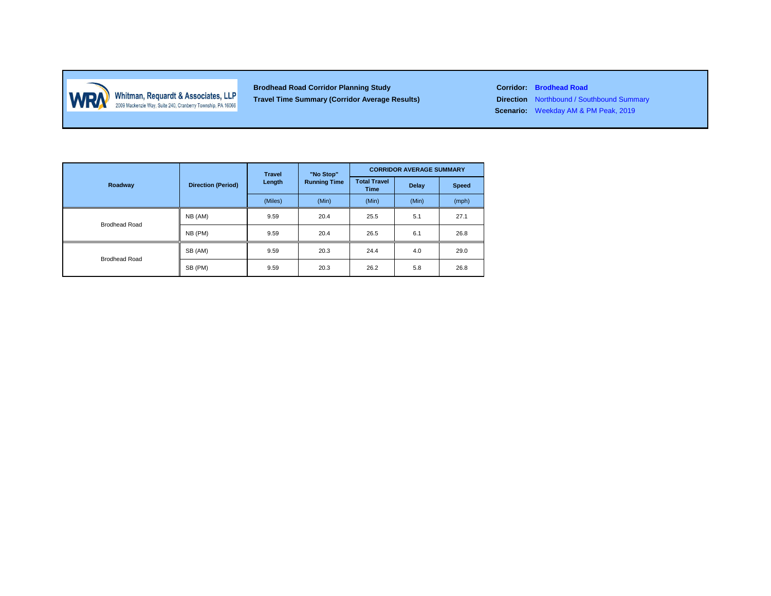Whitman, Requardt & Associates, LLP
2009 Mackenzie Way, Suite 240, Cranberry Township, PA 16066

**Brodhead Road Corridor Planning Study**
**Travel Time Summary (Corridor Average Results)**

**Corridor:** **Brodhead Road**
**Direction** Northbound / Southbound Summary
**Scenario:** Weekday AM & PM Peak, 2019

| Roadway | Direction (Period) | Travel Length | "No Stop" Running Time | CORRIDOR AVERAGE SUMMARY | | |
|---|---|---|---|---|---|---|
| | | | | Total Travel Time | Delay | Speed |
| | | (Miles) | (Min) | (Min) | (Min) | (mph) |
| Brodhead Road | NB (AM) | 9.59 | 20.4 | 25.5 | 5.1 | 27.1 |
| | NB (PM) | 9.59 | 20.4 | 26.5 | 6.1 | 26.8 |
| Brodhead Road | SB (AM) | 9.59 | 20.3 | 24.4 | 4.0 | 29.0 |
| | SB (PM) | 9.59 | 20.3 | 26.2 | 5.8 | 26.8 |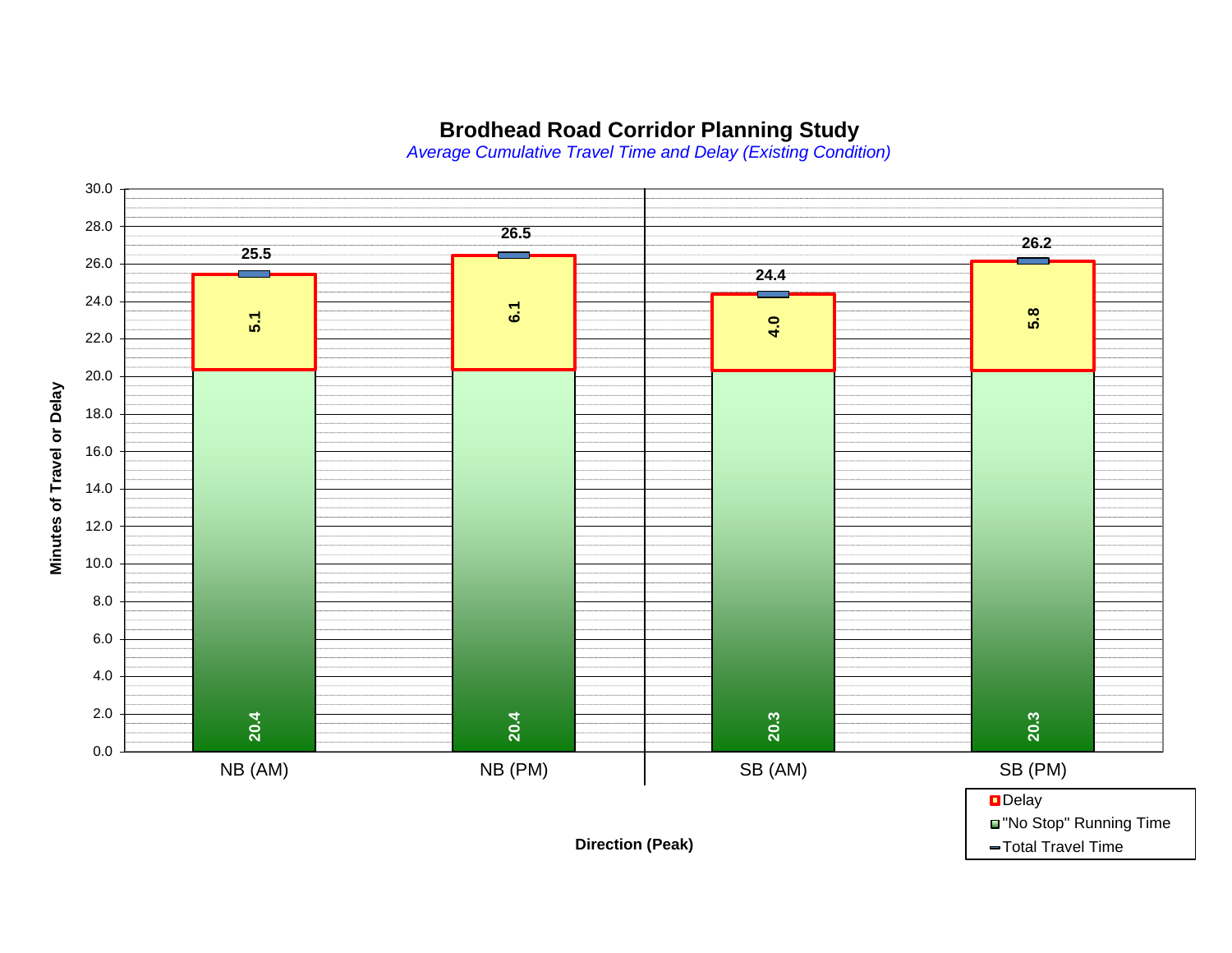**Brodhead Road Corridor Planning Study**

*Average Cumulative Travel Time and Delay (Existing Condition)*

Minutes of Travel or Delay

30.0
28.0
26.0
24.0
22.0
20.0
18.0
16.0
14.0
12.0
10.0
8.0
6.0
4.0
2.0
0.0

NB (AM): 25.5, 5.1, 20.4

NB (PM): 26.5, 6.1, 20.4

SB (AM): 24.4, 4.0, 20.3

SB (PM): 26.2, 5.8, 20.3

Direction (Peak)

Delay

"No Stop" Running Time

Total Travel Time